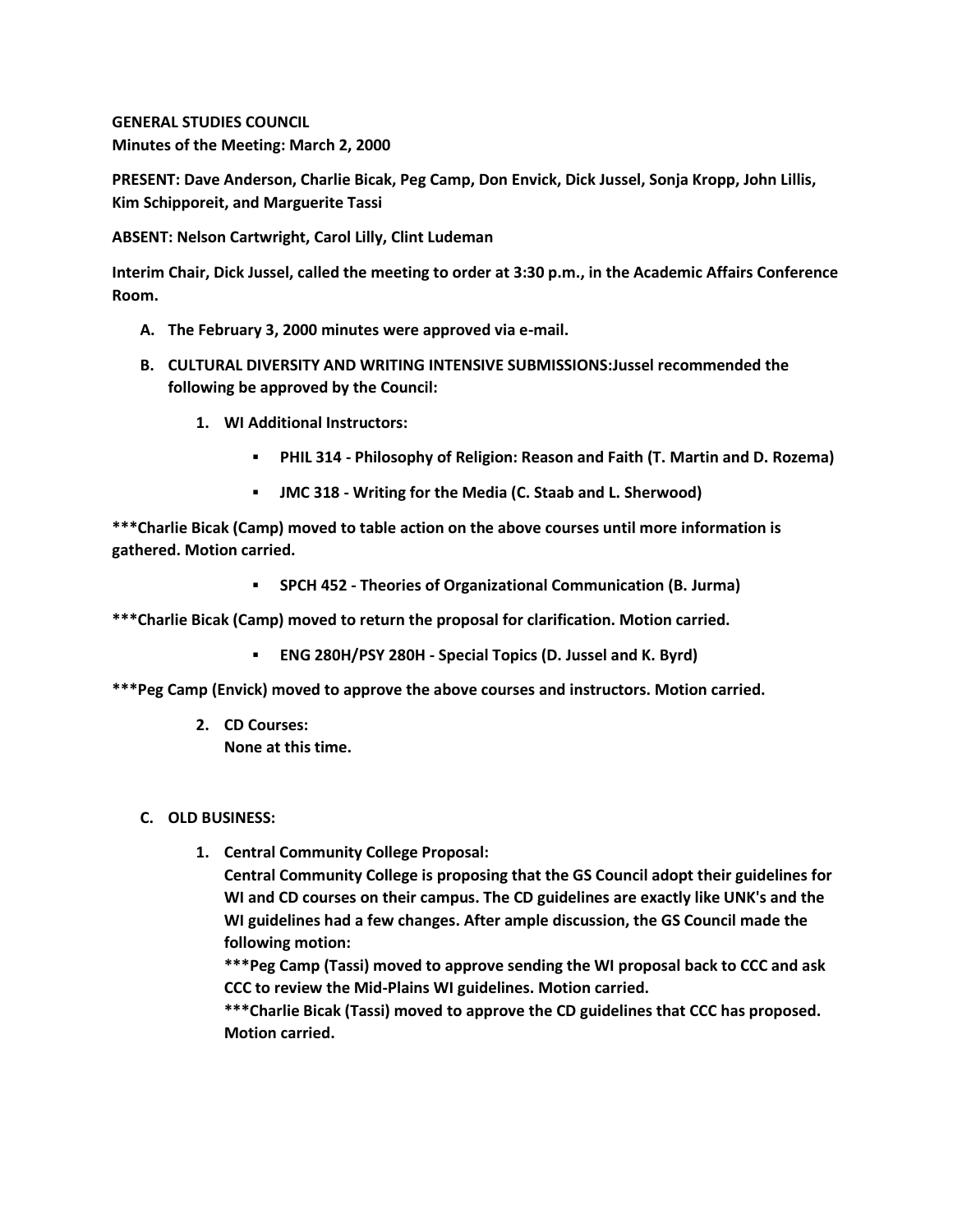**GENERAL STUDIES COUNCIL**
**Minutes of the Meeting: March 2, 2000**

**PRESENT: Dave Anderson, Charlie Bicak, Peg Camp, Don Envick, Dick Jussel, Sonja Kropp, John Lillis, Kim Schipporeit, and Marguerite Tassi**

**ABSENT: Nelson Cartwright, Carol Lilly, Clint Ludeman**

**Interim Chair, Dick Jussel, called the meeting to order at 3:30 p.m., in the Academic Affairs Conference Room.**

A. **The February 3, 2000 minutes were approved via e-mail.**

B. **CULTURAL DIVERSITY AND WRITING INTENSIVE SUBMISSIONS:Jussel recommended the following be approved by the Council:**

   1. **WI Additional Instructors:**

      - **PHIL 314 - Philosophy of Religion: Reason and Faith (T. Martin and D. Rozema)**
      - **JMC 318 - Writing for the Media (C. Staab and L. Sherwood)**

**\*\*\*Charlie Bicak (Camp) moved to table action on the above courses until more information is gathered. Motion carried.**

      - **SPCH 452 - Theories of Organizational Communication (B. Jurma)**

**\*\*\*Charlie Bicak (Camp) moved to return the proposal for clarification. Motion carried.**

      - **ENG 280H/PSY 280H - Special Topics (D. Jussel and K. Byrd)**

**\*\*\*Peg Camp (Envick) moved to approve the above courses and instructors. Motion carried.**

   2. **CD Courses:**
      **None at this time.**

C. **OLD BUSINESS:**

   1. **Central Community College Proposal:**
      **Central Community College is proposing that the GS Council adopt their guidelines for WI and CD courses on their campus. The CD guidelines are exactly like UNK's and the WI guidelines had a few changes. After ample discussion, the GS Council made the following motion:**
      **\*\*\*Peg Camp (Tassi) moved to approve sending the WI proposal back to CCC and ask CCC to review the Mid-Plains WI guidelines. Motion carried.**
      **\*\*\*Charlie Bicak (Tassi) moved to approve the CD guidelines that CCC has proposed. Motion carried.**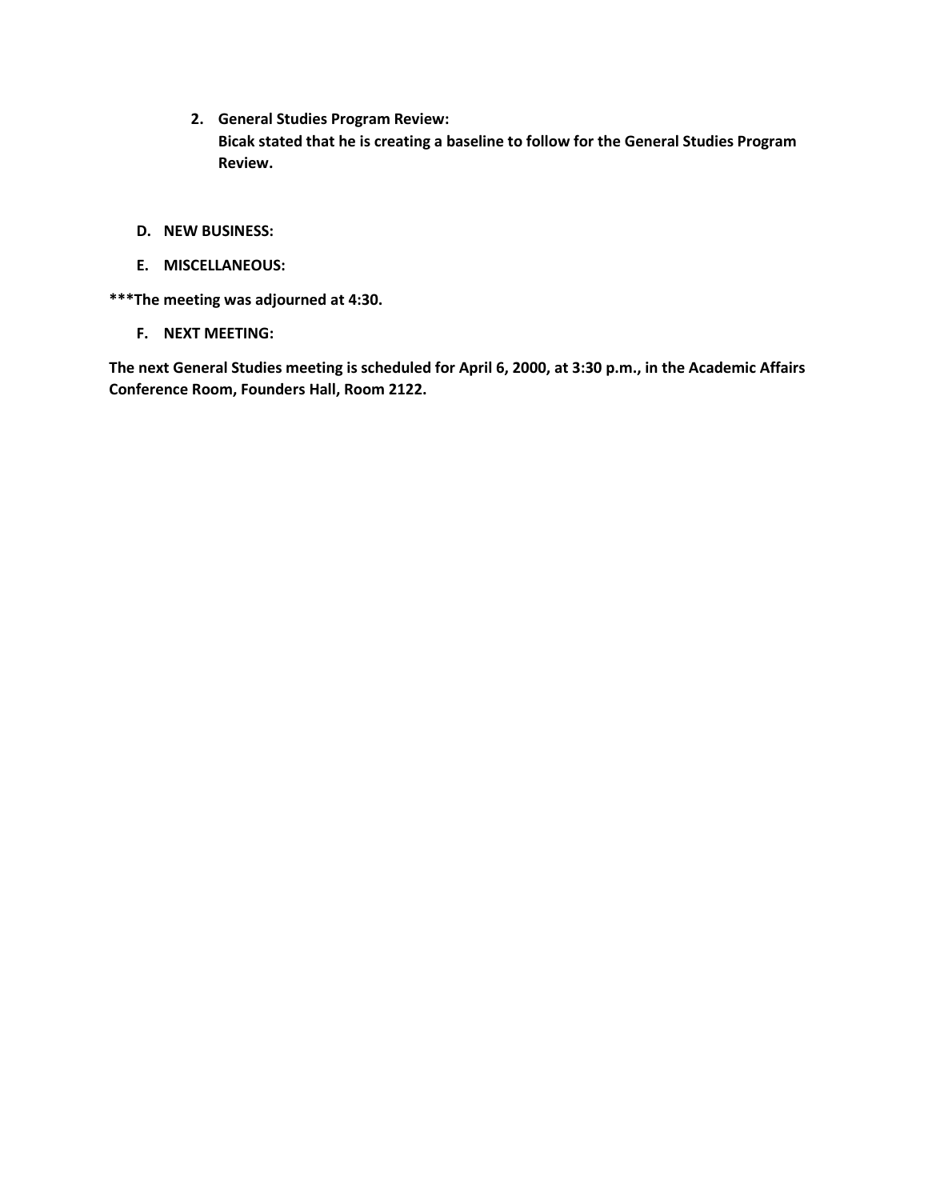2. **General Studies Program Review:**
   **Bicak stated that he is creating a baseline to follow for the General Studies Program Review.**

**D. NEW BUSINESS:**

**E. MISCELLANEOUS:**

**\*\*\*The meeting was adjourned at 4:30.**

**F. NEXT MEETING:**

**The next General Studies meeting is scheduled for April 6, 2000, at 3:30 p.m., in the Academic Affairs Conference Room, Founders Hall, Room 2122.**